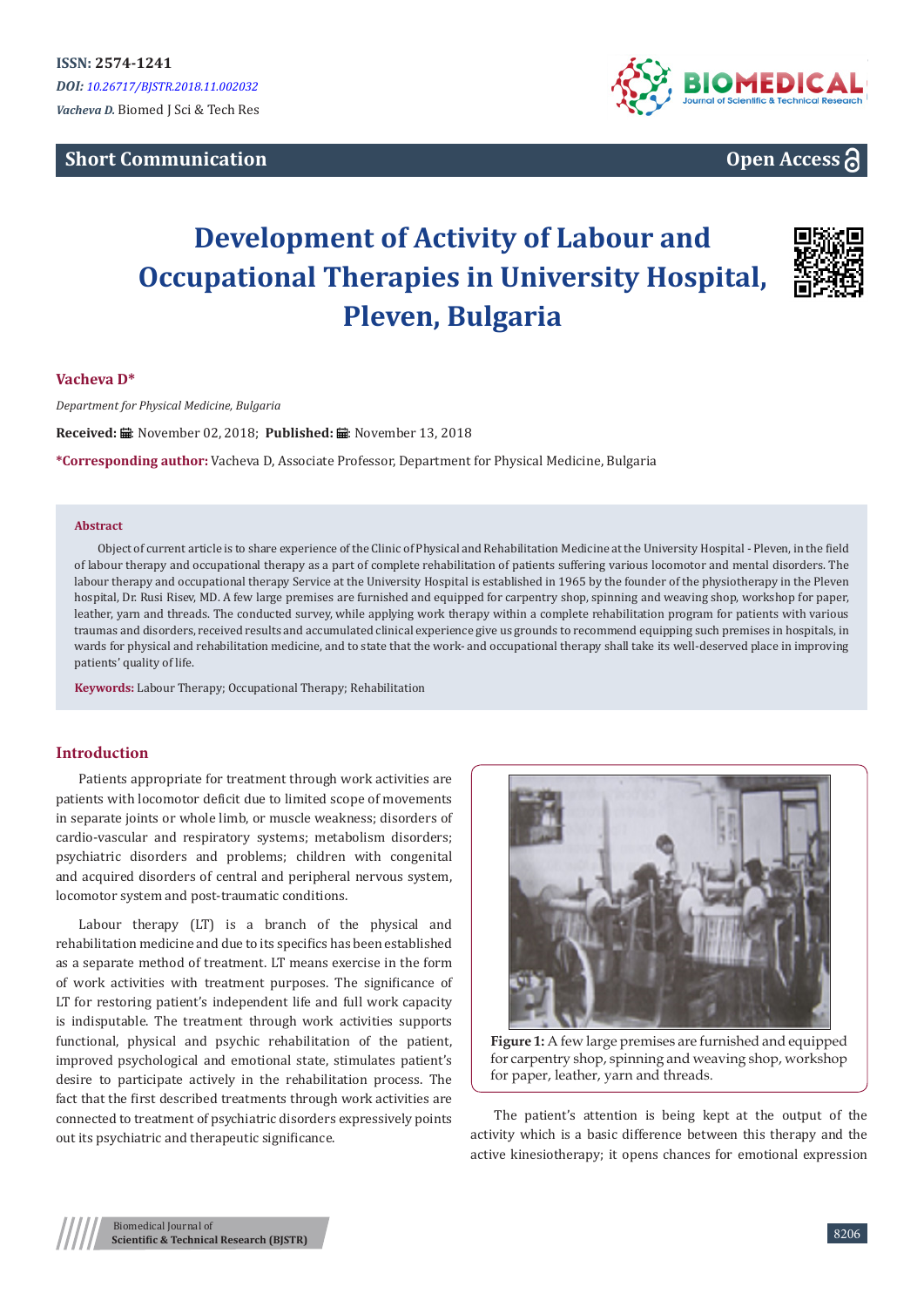ISSN: 2574-1241

*DOI: 10.26717/BJSTR.2018.11.002032*

*Vacheva D.* Biomed J Sci & Tech Res

**Short Communication** **Open Access**

# Development of Activity of Labour and Occupational Therapies in University Hospital, Pleven, Bulgaria

**Vacheva D***

*Department for Physical Medicine, Bulgaria*

**Received:** November 02, 2018; **Published:** November 13, 2018

***Corresponding author:** Vacheva D, Associate Professor, Department for Physical Medicine, Bulgaria

## Abstract

Object of current article is to share experience of the Clinic of Physical and Rehabilitation Medicine at the University Hospital - Pleven, in the field of labour therapy and occupational therapy as a part of complete rehabilitation of patients suffering various locomotor and mental disorders. The labour therapy and occupational therapy Service at the University Hospital is established in 1965 by the founder of the physiotherapy in the Pleven hospital, Dr. Rusi Risev, MD. A few large premises are furnished and equipped for carpentry shop, spinning and weaving shop, workshop for paper, leather, yarn and threads. The conducted survey, while applying work therapy within a complete rehabilitation program for patients with various traumas and disorders, received results and accumulated clinical experience give us grounds to recommend equipping such premises in hospitals, in wards for physical and rehabilitation medicine, and to state that the work- and occupational therapy shall take its well-deserved place in improving patients' quality of life.

**Keywords:** Labour Therapy; Occupational Therapy; Rehabilitation

## Introduction

Patients appropriate for treatment through work activities are patients with locomotor deficit due to limited scope of movements in separate joints or whole limb, or muscle weakness; disorders of cardio-vascular and respiratory systems; metabolism disorders; psychiatric disorders and problems; children with congenital and acquired disorders of central and peripheral nervous system, locomotor system and post-traumatic conditions.

Labour therapy (LT) is a branch of the physical and rehabilitation medicine and due to its specifics has been established as a separate method of treatment. LT means exercise in the form of work activities with treatment purposes. The significance of LT for restoring patient's independent life and full work capacity is indisputable. The treatment through work activities supports functional, physical and psychic rehabilitation of the patient, improved psychological and emotional state, stimulates patient's desire to participate actively in the rehabilitation process. The fact that the first described treatments through work activities are connected to treatment of psychiatric disorders expressively points out its psychiatric and therapeutic significance.

**Figure 1:** A few large premises are furnished and equipped for carpentry shop, spinning and weaving shop, workshop for paper, leather, yarn and threads.

The patient's attention is being kept at the output of the activity which is a basic difference between this therapy and the active kinesiotherapy; it opens chances for emotional expression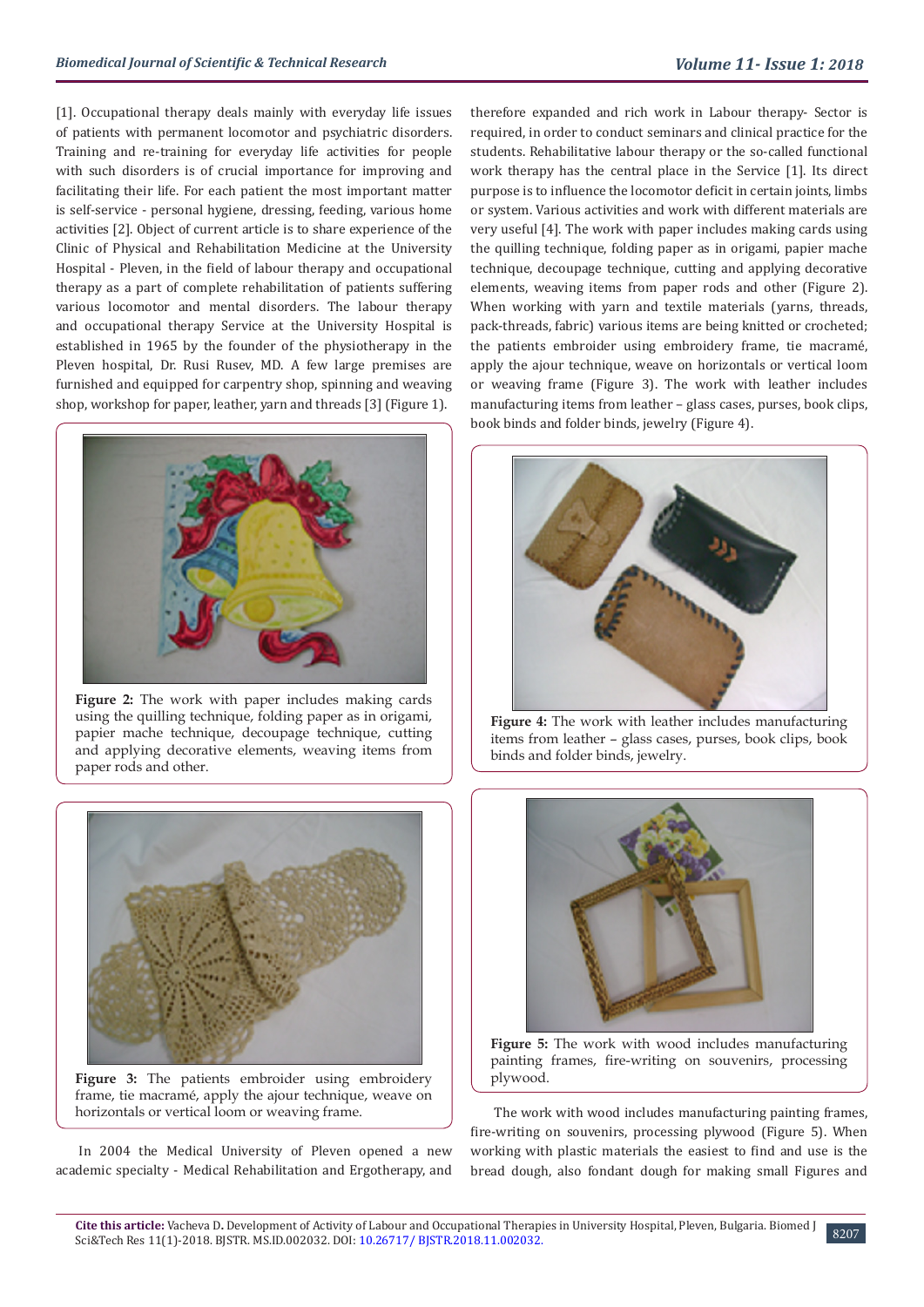[1]. Occupational therapy deals mainly with everyday life issues of patients with permanent locomotor and psychiatric disorders. Training and re-training for everyday life activities for people with such disorders is of crucial importance for improving and facilitating their life. For each patient the most important matter is self-service - personal hygiene, dressing, feeding, various home activities [2]. Object of current article is to share experience of the Clinic of Physical and Rehabilitation Medicine at the University Hospital - Pleven, in the field of labour therapy and occupational therapy as a part of complete rehabilitation of patients suffering various locomotor and mental disorders. The labour therapy and occupational therapy Service at the University Hospital is established in 1965 by the founder of the physiotherapy in the Pleven hospital, Dr. Rusi Rusev, MD. A few large premises are furnished and equipped for carpentry shop, spinning and weaving shop, workshop for paper, leather, yarn and threads [3] (Figure 1).

**Figure 2:** The work with paper includes making cards using the quilling technique, folding paper as in origami, papier mache technique, decoupage technique, cutting and applying decorative elements, weaving items from paper rods and other.

**Figure 3:** The patients embroider using embroidery frame, tie macramé, apply the ajour technique, weave on horizontals or vertical loom or weaving frame.

In 2004 the Medical University of Pleven opened a new academic specialty - Medical Rehabilitation and Ergotherapy, and therefore expanded and rich work in Labour therapy- Sector is required, in order to conduct seminars and clinical practice for the students. Rehabilitative labour therapy or the so-called functional work therapy has the central place in the Service [1]. Its direct purpose is to influence the locomotor deficit in certain joints, limbs or system. Various activities and work with different materials are very useful [4]. The work with paper includes making cards using the quilling technique, folding paper as in origami, papier mache technique, decoupage technique, cutting and applying decorative elements, weaving items from paper rods and other (Figure 2). When working with yarn and textile materials (yarns, threads, pack-threads, fabric) various items are being knitted or crocheted; the patients embroider using embroidery frame, tie macramé, apply the ajour technique, weave on horizontals or vertical loom or weaving frame (Figure 3). The work with leather includes manufacturing items from leather – glass cases, purses, book clips, book binds and folder binds, jewelry (Figure 4).

**Figure 4:** The work with leather includes manufacturing items from leather – glass cases, purses, book clips, book binds and folder binds, jewelry.

**Figure 5:** The work with wood includes manufacturing painting frames, fire-writing on souvenirs, processing plywood.

The work with wood includes manufacturing painting frames, fire-writing on souvenirs, processing plywood (Figure 5). When working with plastic materials the easiest to find and use is the bread dough, also fondant dough for making small Figures and

**Cite this article:** Vacheva D. Development of Activity of Labour and Occupational Therapies in University Hospital, Pleven, Bulgaria. Biomed J Sci&Tech Res 11(1)-2018. BJSTR. MS.ID.002032. DOI: 10.26717/ BJSTR.2018.11.002032.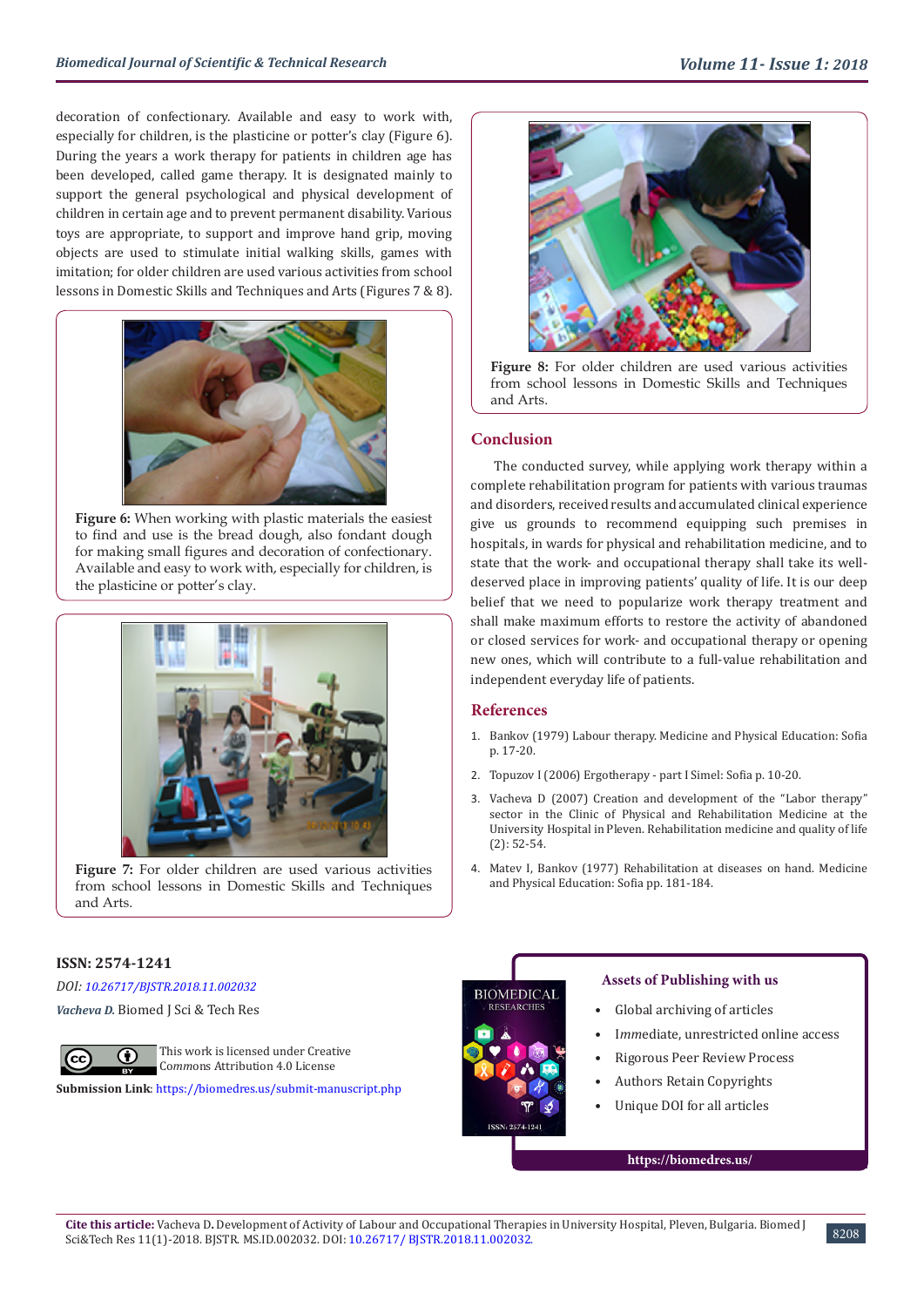decoration of confectionary. Available and easy to work with, especially for children, is the plasticine or potter's clay (Figure 6). During the years a work therapy for patients in children age has been developed, called game therapy. It is designated mainly to support the general psychological and physical development of children in certain age and to prevent permanent disability. Various toys are appropriate, to support and improve hand grip, moving objects are used to stimulate initial walking skills, games with imitation; for older children are used various activities from school lessons in Domestic Skills and Techniques and Arts (Figures 7 & 8).

**Figure 6:** When working with plastic materials the easiest to find and use is the bread dough, also fondant dough for making small figures and decoration of confectionary. Available and easy to work with, especially for children, is the plasticine or potter's clay.

**Figure 7:** For older children are used various activities from school lessons in Domestic Skills and Techniques and Arts.

**Figure 8:** For older children are used various activities from school lessons in Domestic Skills and Techniques and Arts.

## Conclusion

The conducted survey, while applying work therapy within a complete rehabilitation program for patients with various traumas and disorders, received results and accumulated clinical experience give us grounds to recommend equipping such premises in hospitals, in wards for physical and rehabilitation medicine, and to state that the work- and occupational therapy shall take its well-deserved place in improving patients' quality of life. It is our deep belief that we need to popularize work therapy treatment and shall make maximum efforts to restore the activity of abandoned or closed services for work- and occupational therapy or opening new ones, which will contribute to a full-value rehabilitation and independent everyday life of patients.

## References

1. Bankov (1979) Labour therapy. Medicine and Physical Education: Sofia p. 17-20.
2. Topuzov I (2006) Ergotherapy - part I Simel: Sofia p. 10-20.
3. Vacheva D (2007) Creation and development of the "Labor therapy" sector in the Clinic of Physical and Rehabilitation Medicine at the University Hospital in Pleven. Rehabilitation medicine and quality of life (2): 52-54.
4. Matev I, Bankov (1977) Rehabilitation at diseases on hand. Medicine and Physical Education: Sofia pp. 181-184.

**ISSN: 2574-1241**

*DOI: 10.26717/BJSTR.2018.11.002032*

***Vacheva D.*** Biomed J Sci & Tech Res

This work is licensed under Creative Commons Attribution 4.0 License

**Submission Link**: https://biomedres.us/submit-manuscript.php

### Assets of Publishing with us

- Global archiving of articles
- Immediate, unrestricted online access
- Rigorous Peer Review Process
- Authors Retain Copyrights
- Unique DOI for all articles

**https://biomedres.us/**

**Cite this article:** Vacheva D. Development of Activity of Labour and Occupational Therapies in University Hospital, Pleven, Bulgaria. Biomed J Sci&Tech Res 11(1)-2018. BJSTR. MS.ID.002032. DOI: 10.26717/ BJSTR.2018.11.002032.